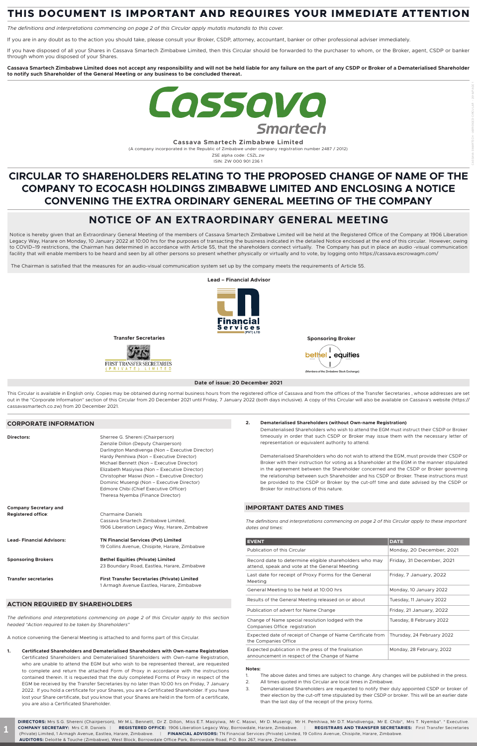# THIS DOCUMENT IS IMPORTANT AND REQUIRES YOUR IMMEDIATE ATTENTION

*The definitions and interpretations commencing on page 2 of this Circular apply mutatis mutandis to this cover.*

If you are in any doubt as to the action you should take, please consult your Broker, CSDP, attorney, accountant, banker or other professional adviser immediately.

If you have disposed of all your Shares in Cassava Smartech Zimbabwe Limited, then this Circular should be forwarded to the purchaser to whom, or the Broker, agent, CSDP or banker through whom you disposed of your Shares.

**Cassava Smartech Zimbabwe Limited does not accept any responsibility and will not be held liable for any failure on the part of any CSDP or Broker of a Dematerialised Shareholder to notify such Shareholder of the General Meeting or any business to be concluded thereat.**

Cassava Smartech

**Cassava Smartech Zimbabwe Limited**

(A company incorporated in the Republic of Zimbabwe under company registration number 2487 / 2012)

ZSE alpha code: CSZL.zw

ISIN: ZW 000 901 236 1

# CIRCULAR TO SHAREHOLDERS RELATING TO THE PROPOSED CHANGE OF NAME OF THE COMPANY TO ECOCASH HOLDINGS ZIMBABWE LIMITED AND ENCLOSING A NOTICE CONVENING THE EXTRA ORDINARY GENERAL MEETING OF THE COMPANY

# NOTICE OF AN EXTRAORDINARY GENERAL MEETING

Notice is hereby given that an Extraordinary General Meeting of the members of Cassava Smartech Zimbabwe Limited will be held at the Registered Office of the Company at 1906 Liberation Legacy Way, Harare on Monday, 10 January 2022 at 10:00 hrs for the purposes of transacting the business indicated in the detailed Notice enclosed at the end of this circular. However, owing to COVID–19 restrictions, the Chairman has determined in accordance with Article 55, that the shareholders connect virtually. The Company has put in place an audio -visual communication facility that will enable members to be heard and seen by all other persons so present whether physically or virtually and to vote, by logging onto https://cassava.escrowagm.com/

The Chairman is satisfied that the measures for an audio-visual communication system set up by the company meets the requirements of Article 55.

**Lead – Financial Advisor**

TN Financial Services (PVT) LTD

**Transfer Secretaries**

First Transfer Secretaries (Private) Limited

**Sponsoring Broker**

bethel equities (Members of the Zimbabwe Stock Exchange)

**Date of issue: 20 December 2021**

This Circular is available in English only. Copies may be obtained during normal business hours from the registered office of Cassava and from the offices of the Transfer Secretaries , whose addresses are set out in the "Corporate Information" section of this Circular from 20 December 2021 until Friday, 7 January 2022 (both days inclusive). A copy of this Circular will also be available on Cassava's website (https://cassavasmartech.co.zw) from 20 December 2021.

## CORPORATE INFORMATION

| | |
|---|---|
| **Directors:** | Sherree G. Shereni (Chairperson)<br>Zienzile Dillon (Deputy Chairperson)<br>Darlington Mandivenga (Non – Executive Director)<br>Hardy Pemhiwa (Non – Executive Director)<br>Michael Bennett (Non – Executive Director)<br>Elizabeth Masiyiwa (Non – Executive Director)<br>Christopher Maswi (Non – Executive Director)<br>Dominic Musengi (Non – Executive Director)<br>Edmore Chibi (Chief Executive Officer)<br>Theresa Nyemba (Finance Director) |
| **Company Secretary and Registered office**: | Charmaine Daniels<br>Cassava Smartech Zimbabwe Limited,<br>1906 Liberation Legacy Way, Harare, Zimbabwe |
| **Lead- Financial Advisors:** | **TN Financial Services (Pvt) Limited**<br>19 Collins Avenue, Chisipite, Harare, Zimbabwe |
| **Sponsoring Brokers** | **Bethel Equities (Private) Limited**<br>23 Boundary Road, Eastlea, Harare, Zimbabwe |
| **Transfer secretaries** | **First Transfer Secretaries (Private) Limited**<br>1 Armagh Avenue Eastlea, Harare, Zimbabwe |

## ACTION REQUIRED BY SHAREHOLDERS

*The definitions and interpretations commencing on page 2 of this Circular apply to this section headed "Action required to be taken by Shareholders"*

A notice convening the General Meeting is attached to and forms part of this Circular.

1. **Certificated Shareholders and Dematerialised Shareholders with Own-name Registration**
   Certificated Shareholders and Dematerialised Shareholders with Own-name Registration, who are unable to attend the EGM but who wish to be represented thereat, are requested to complete and return the attached Form of Proxy in accordance with the instructions contained therein. It is requested that the duly completed Forms of Proxy in respect of the EGM be received by the Transfer Secretaries by no later than 10:00 hrs on Friday, 7 January 2022. If you hold a certificate for your Shares, you are a Certificated Shareholder. If you have lost your Share certificate, but you know that your Shares are held in the form of a certificate, you are also a Certificated Shareholder.

2. **Dematerialised Shareholders (without Own-name Registration)**
   Dematerialised Shareholders who wish to attend the EGM must instruct their CSDP or Broker timeously in order that such CSDP or Broker may issue them with the necessary letter of representation or equivalent authority to attend.

   Dematerialised Shareholders who do not wish to attend the EGM, must provide their CSDP or Broker with their instruction for voting as a Shareholder at the EGM in the manner stipulated in the agreement between the Shareholder concerned and the CSDP or Broker governing the relationship between such Shareholder and his CSDP or Broker. These instructions must be provided to the CSDP or Broker by the cut-off time and date advised by the CSDP or Broker for instructions of this nature.

## IMPORTANT DATES AND TIMES

*The definitions and interpretations commencing on page 2 of this Circular apply to these important dates and times:*

| EVENT | DATE |
|---|---|
| Publication of this Circular | Monday, 20 December, 2021 |
| Record date to determine eligible shareholders who may attend, speak and vote at the General Meeting | Friday, 31 December, 2021 |
| Last date for receipt of Proxy Forms for the General Meeting | Friday, 7 January, 2022 |
| General Meeting to be held at 10:00 hrs | Monday, 10 January 2022 |
| Results of the General Meeting released on or about | Tuesday, 11 January 2022 |
| Publication of advert for Name Change | Friday, 21 January, 2022 |
| Change of Name special resolution lodged with the Companies Office registration | Tuesday, 8 February 2022 |
| Expected date of receipt of Change of Name Certificate from the Companies Office | Thursday, 24 February 2022 |
| Expected publication in the press of the finalisation announcement in respect of the Change of Name | Monday, 28 February, 2022 |

**Notes:**

1. The above dates and times are subject to change. Any changes will be published in the press.
2. All times quoted in this Circular are local times in Zimbabwe.
3. Dematerialised Shareholders are requested to notify their duly appointed CSDP or broker of their election by the cut-off time stipulated by their CSDP or broker. This will be an earlier date than the last day of the receipt of the proxy forms.

**DIRECTORS:** Mrs S.G. Shereni (Chairperson), Mr M.L. Bennett, Dr Z. Dillon, Miss E.T. Masiyiwa, Mr C. Maswi, Mr D. Musengi, Mr H. Pemhiwa, Mr D.T. Mandivenga, Mr E. Chibi*, Mrs T. Nyemba*. * Executive. **COMPANY SECRETARY:** Mrs C.R. Daniels | **REGISTERED OFFICE:** 1906 Liberation Legacy Way, Borrowdale, Harare, Zimbabwe. | **REGISTRARS AND TRANSFER SECRETARIES:** First Transfer Secretaries (Private) Limited, 1 Armagh Avenue, Eastlea, Harare, Zimbabwe. | **FINANCIAL ADVISORS:** TN Financial Services (Private) Limited, 19 Collins Avenue, Chisipite, Harare, Zimbabwe. **AUDITORS:** Deloitte & Touche (Zimbabwe), West Block, Borrowdale Office Park, Borrowdale Road, P.O. Box 267, Harare, Zimbabwe.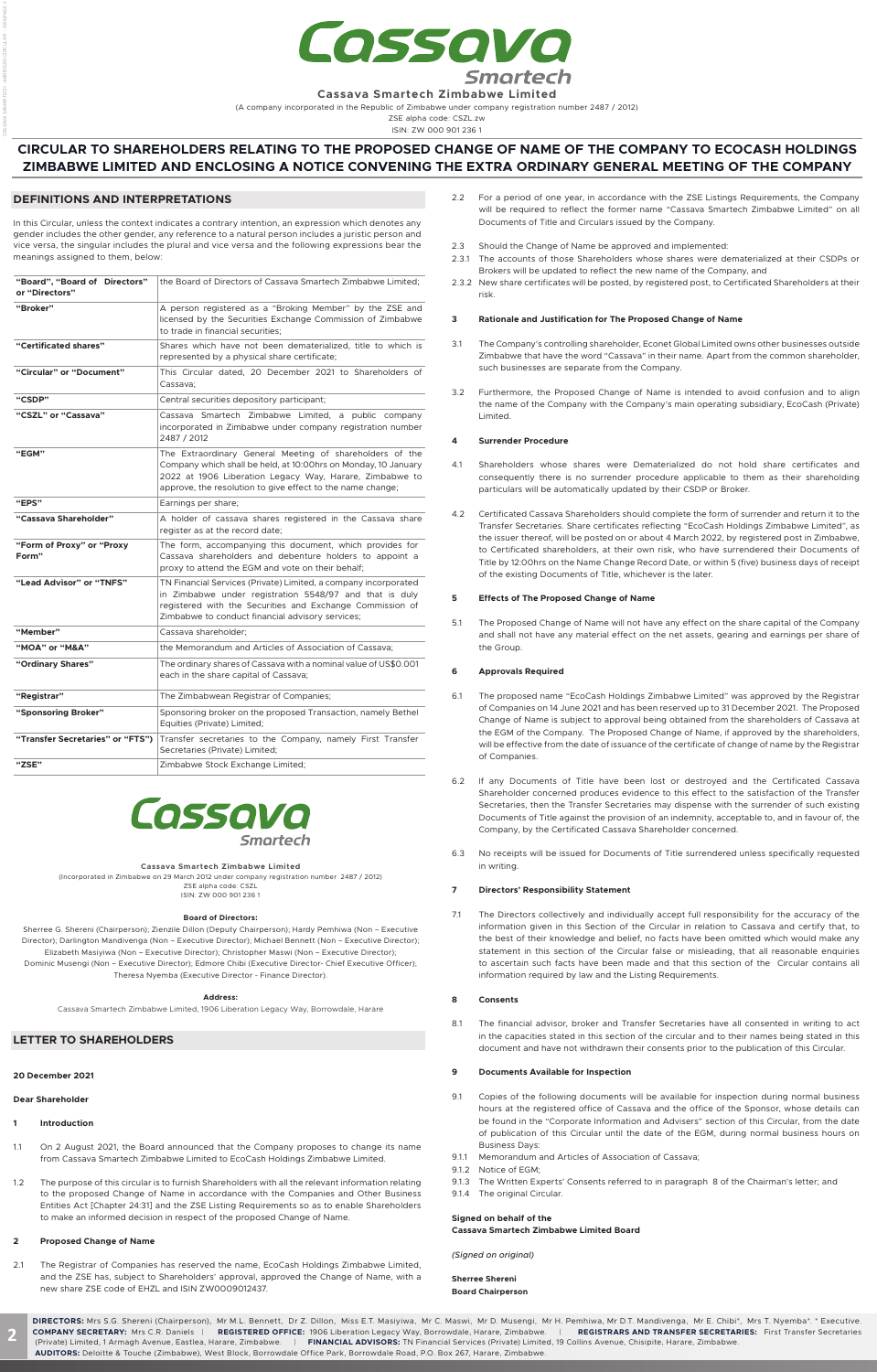# Cassava Smartech

**Cassava Smartech Zimbabwe Limited**

(A company incorporated in the Republic of Zimbabwe under company registration number 2487 / 2012)

ZSE alpha code: CSZL.zw

ISIN: ZW 000 901 236 1

# CIRCULAR TO SHAREHOLDERS RELATING TO THE PROPOSED CHANGE OF NAME OF THE COMPANY TO ECOCASH HOLDINGS ZIMBABWE LIMITED AND ENCLOSING A NOTICE CONVENING THE EXTRA ORDINARY GENERAL MEETING OF THE COMPANY

## DEFINITIONS AND INTERPRETATIONS

In this Circular, unless the context indicates a contrary intention, an expression which denotes any gender includes the other gender, any reference to a natural person includes a juristic person and vice versa, the singular includes the plural and vice versa and the following expressions bear the meanings assigned to them, below:

| | |
|---|---|
| **"Board", "Board of Directors" or "Directors"** | the Board of Directors of Cassava Smartech Zimbabwe Limited; |
| **"Broker"** | A person registered as a "Broking Member" by the ZSE and licensed by the Securities Exchange Commission of Zimbabwe to trade in financial securities; |
| **"Certificated shares"** | Shares which have not been dematerialized, title to which is represented by a physical share certificate; |
| **"Circular" or "Document"** | This Circular dated, 20 December 2021 to Shareholders of Cassava; |
| **"CSDP"** | Central securities depository participant; |
| **"CSZL" or "Cassava"** | Cassava Smartech Zimbabwe Limited, a public company incorporated in Zimbabwe under company registration number 2487 / 2012 |
| **"EGM"** | The Extraordinary General Meeting of shareholders of the Company which shall be held, at 10:00hrs on Monday, 10 January 2022 at 1906 Liberation Legacy Way, Harare, Zimbabwe to approve, the resolution to give effect to the name change; |
| **"EPS"** | Earnings per share; |
| **"Cassava Shareholder"** | A holder of cassava shares registered in the Cassava share register as at the record date; |
| **"Form of Proxy" or "Proxy Form"** | The form, accompanying this document, which provides for Cassava shareholders and debenture holders to appoint a proxy to attend the EGM and vote on their behalf; |
| **"Lead Advisor" or "TNFS"** | TN Financial Services (Private) Limited, a company incorporated in Zimbabwe under registration 5548/97 and that is duly registered with the Securities and Exchange Commission of Zimbabwe to conduct financial advisory services; |
| **"Member"** | Cassava shareholder; |
| **"MOA" or "M&A"** | the Memorandum and Articles of Association of Cassava; |
| **"Ordinary Shares"** | The ordinary shares of Cassava with a nominal value of US$0.001 each in the share capital of Cassava; |
| **"Registrar"** | The Zimbabwean Registrar of Companies; |
| **"Sponsoring Broker"** | Sponsoring broker on the proposed Transaction, namely Bethel Equities (Private) Limited; |
| **"Transfer Secretaries" or "FTS")** | Transfer secretaries to the Company, namely First Transfer Secretaries (Private) Limited; |
| **"ZSE"** | Zimbabwe Stock Exchange Limited; |

**Cassava Smartech Zimbabwe Limited**

(Incorporated in Zimbabwe on 29 March 2012 under company registration number 2487 / 2012)

ZSE alpha code: CSZL

ISIN: ZW 000 901 236 1

**Board of Directors:**

Sherree G. Shereni (Chairperson); Zienzile Dillon (Deputy Chairperson); Hardy Pemhiwa (Non – Executive Director); Darlington Mandivenga (Non – Executive Director); Michael Bennett (Non – Executive Director); Elizabeth Masiyiwa (Non – Executive Director); Christopher Maswi (Non – Executive Director); Dominic Musengi (Non – Executive Director); Edmore Chibi (Executive Director- Chief Executive Officer); Theresa Nyemba (Executive Director - Finance Director).

**Address:**

Cassava Smartech Zimbabwe Limited, 1906 Liberation Legacy Way, Borrowdale, Harare

## LETTER TO SHAREHOLDERS

**20 December 2021**

**Dear Shareholder**

**1 Introduction**

1.1 On 2 August 2021, the Board announced that the Company proposes to change its name from Cassava Smartech Zimbabwe Limited to EcoCash Holdings Zimbabwe Limited.

1.2 The purpose of this circular is to furnish Shareholders with all the relevant information relating to the proposed Change of Name in accordance with the Companies and Other Business Entities Act [Chapter 24:31] and the ZSE Listing Requirements so as to enable Shareholders to make an informed decision in respect of the proposed Change of Name.

**2 Proposed Change of Name**

2.1 The Registrar of Companies has reserved the name, EcoCash Holdings Zimbabwe Limited, and the ZSE has, subject to Shareholders' approval, approved the Change of Name, with a new share ZSE code of EHZL and ISIN ZW0009012437.

2.2 For a period of one year, in accordance with the ZSE Listings Requirements, the Company will be required to reflect the former name "Cassava Smartech Zimbabwe Limited" on all Documents of Title and Circulars issued by the Company.

2.3 Should the Change of Name be approved and implemented:

2.3.1 The accounts of those Shareholders whose shares were dematerialized at their CSDPs or Brokers will be updated to reflect the new name of the Company, and

2.3.2 New share certificates will be posted, by registered post, to Certificated Shareholders at their risk.

**3 Rationale and Justification for The Proposed Change of Name**

3.1 The Company's controlling shareholder, Econet Global Limited owns other businesses outside Zimbabwe that have the word "Cassava" in their name. Apart from the common shareholder, such businesses are separate from the Company.

3.2 Furthermore, the Proposed Change of Name is intended to avoid confusion and to align the name of the Company with the Company's main operating subsidiary, EcoCash (Private) Limited.

**4 Surrender Procedure**

4.1 Shareholders whose shares were Dematerialized do not hold share certificates and consequently there is no surrender procedure applicable to them as their shareholding particulars will be automatically updated by their CSDP or Broker.

4.2 Certificated Cassava Shareholders should complete the form of surrender and return it to the Transfer Secretaries. Share certificates reflecting "EcoCash Holdings Zimbabwe Limited", as the issuer thereof, will be posted on or about 4 March 2022, by registered post in Zimbabwe, to Certificated shareholders, at their own risk, who have surrendered their Documents of Title by 12:00hrs on the Name Change Record Date, or within 5 (five) business days of receipt of the existing Documents of Title, whichever is the later.

**5 Effects of The Proposed Change of Name**

5.1 The Proposed Change of Name will not have any effect on the share capital of the Company and shall not have any material effect on the net assets, gearing and earnings per share of the Group.

**6 Approvals Required**

6.1 The proposed name "EcoCash Holdings Zimbabwe Limited" was approved by the Registrar of Companies on 14 June 2021 and has been reserved up to 31 December 2021. The Proposed Change of Name is subject to approval being obtained from the shareholders of Cassava at the EGM of the Company. The Proposed Change of Name, if approved by the shareholders, will be effective from the date of issuance of the certificate of change of name by the Registrar of Companies.

6.2 If any Documents of Title have been lost or destroyed and the Certificated Cassava Shareholder concerned produces evidence to this effect to the satisfaction of the Transfer Secretaries, then the Transfer Secretaries may dispense with the surrender of such existing Documents of Title against the provision of an indemnity, acceptable to, and in favour of, the Company, by the Certificated Cassava Shareholder concerned.

6.3 No receipts will be issued for Documents of Title surrendered unless specifically requested in writing.

**7 Directors' Responsibility Statement**

7.1 The Directors collectively and individually accept full responsibility for the accuracy of the information given in this Section of the Circular in relation to Cassava and certify that, to the best of their knowledge and belief, no facts have been omitted which would make any statement in this section of the Circular false or misleading, that all reasonable enquiries to ascertain such facts have been made and that this section of the Circular contains all information required by law and the Listing Requirements.

**8 Consents**

8.1 The financial advisor, broker and Transfer Secretaries have all consented in writing to act in the capacities stated in this section of the circular and to their names being stated in this document and have not withdrawn their consents prior to the publication of this Circular.

**9 Documents Available for Inspection**

9.1 Copies of the following documents will be available for inspection during normal business hours at the registered office of Cassava and the office of the Sponsor, whose details can be found in the "Corporate Information and Advisers" section of this Circular, from the date of publication of this Circular until the date of the EGM, during normal business hours on Business Days:

9.1.1 Memorandum and Articles of Association of Cassava;

9.1.2 Notice of EGM;

9.1.3 The Written Experts' Consents referred to in paragraph 8 of the Chairman's letter; and

9.1.4 The original Circular.

**Signed on behalf of the**
**Cassava Smartech Zimbabwe Limited Board**

*(Signed on original)*

**Sherree Shereni**
**Board Chairperson**

**DIRECTORS:** Mrs S.G. Shereni (Chairperson), Mr M.L. Bennett, Dr Z. Dillon, Miss E.T. Masiyiwa, Mr C. Maswi, Mr D. Musengi, Mr H. Pemhiwa, Mr D.T. Mandivenga, Mr E. Chibi*, Mrs T. Nyemba*. * Executive.
**COMPANY SECRETARY:** Mrs C.R. Daniels | **REGISTERED OFFICE:** 1906 Liberation Legacy Way, Borrowdale, Harare, Zimbabwe. | **REGISTRARS AND TRANSFER SECRETARIES:** First Transfer Secretaries (Private) Limited, 1 Armagh Avenue, Eastlea, Harare, Zimbabwe. | **FINANCIAL ADVISORS:** TN Financial Services (Private) Limited, 19 Collins Avenue, Chisipite, Harare, Zimbabwe.
**AUDITORS:** Deloitte & Touche (Zimbabwe), West Block, Borrowdale Office Park, Borrowdale Road, P.O. Box 267, Harare, Zimbabwe.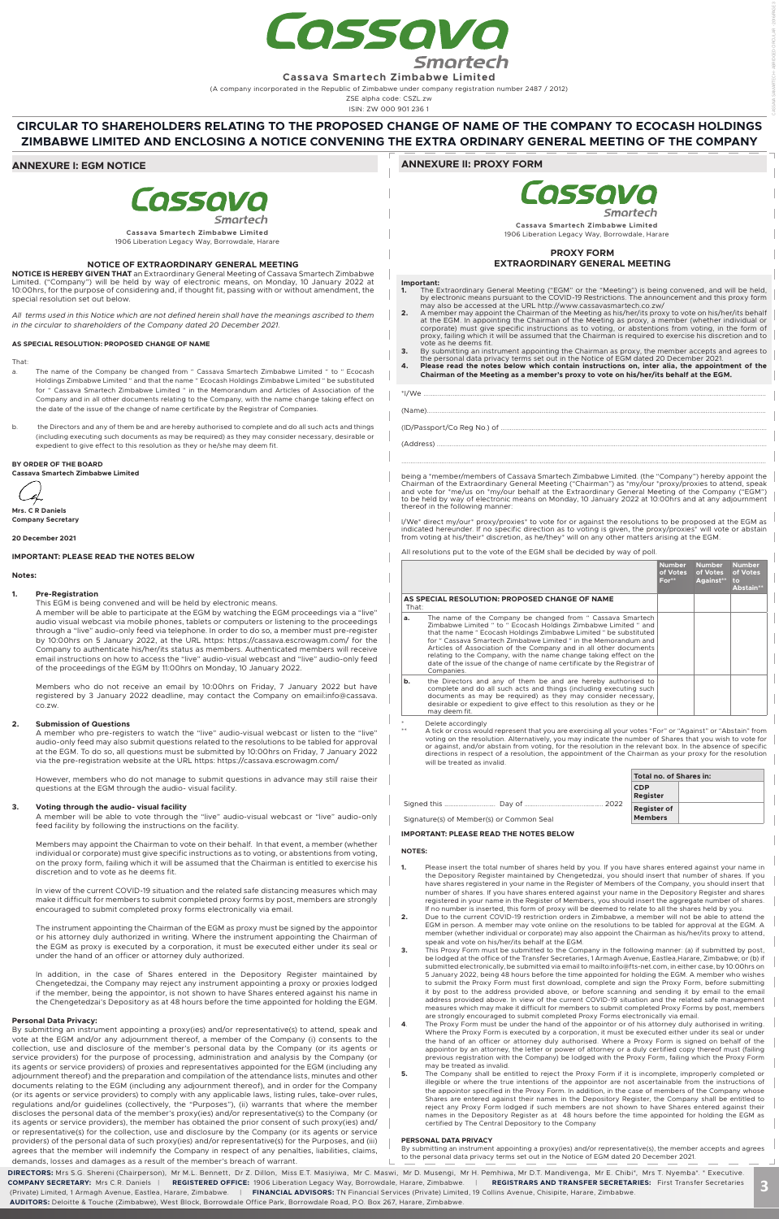# Cassava Smartech

**Cassava Smartech Zimbabwe Limited**

(A company incorporated in the Republic of Zimbabwe under company registration number 2487 / 2012)

ZSE alpha code: CSZL.zw

ISIN: ZW 000 901 236 1

## CIRCULAR TO SHAREHOLDERS RELATING TO THE PROPOSED CHANGE OF NAME OF THE COMPANY TO ECOCASH HOLDINGS ZIMBABWE LIMITED AND ENCLOSING A NOTICE CONVENING THE EXTRA ORDINARY GENERAL MEETING OF THE COMPANY

## ANNEXURE I: EGM NOTICE

Cassava Smartech

**Cassava Smartech Zimbabwe Limited**

1906 Liberation Legacy Way, Borrowdale, Harare

### NOTICE OF EXTRAORDINARY GENERAL MEETING

**NOTICE IS HEREBY GIVEN THAT** an Extraordinary General Meeting of Cassava Smartech Zimbabwe Limited. ("Company") will be held by way of electronic means, on Monday, 10 January 2022 at 10:00hrs, for the purpose of considering and, if thought fit, passing with or without amendment, the special resolution set out below.

*All terms used in this Notice which are not defined herein shall have the meanings ascribed to them in the circular to shareholders of the Company dated 20 December 2021.*

**AS SPECIAL RESOLUTION: PROPOSED CHANGE OF NAME**

That:

a. The name of the Company be changed from " Cassava Smartech Zimbabwe Limited " to " Ecocash Holdings Zimbabwe Limited " and that the name " Ecocash Holdings Zimbabwe Limited " be substituted for " Cassava Smartech Zimbabwe Limited " in the Memorandum and Articles of Association of the Company and in all other documents relating to the Company, with the name change taking effect on the date of the issue of the change of name certificate by the Registrar of Companies.

b. the Directors and any of them be and are hereby authorised to complete and do all such acts and things (including executing such documents as may be required) as they may consider necessary, desirable or expedient to give effect to this resolution as they or he/she may deem fit.

**BY ORDER OF THE BOARD**
**Cassava Smartech Zimbabwe Limited**

**Mrs. C R Daniels**
**Company Secretary**

**20 December 2021**

**IMPORTANT: PLEASE READ THE NOTES BELOW**

**Notes:**

**1. Pre-Registration**

This EGM is being convened and will be held by electronic means.

A member will be able to participate at the EGM by watching the EGM proceedings via a "live" audio visual webcast via mobile phones, tablets or computers or listening to the proceedings through a "live" audio-only feed via telephone. In order to do so, a member must pre-register by 10:00hrs on 5 January 2022, at the URL https: https://cassava.escrowagm.com/ for the Company to authenticate his/her/its status as members. Authenticated members will receive email instructions on how to access the "live" audio-visual webcast and "live" audio-only feed of the proceedings of the EGM by 11:00hrs on Monday, 10 January 2022.

Members who do not receive an email by 10:00hrs on Friday, 7 January 2022 but have registered by 3 January 2022 deadline, may contact the Company on email:info@cassava.co.zw.

**2. Submission of Questions**

A member who pre-registers to watch the "live" audio-visual webcast or listen to the "live" audio-only feed facility may also submit questions related to the resolutions to be tabled for approval at the EGM. To do so, all questions must be submitted by 10:00hrs on Friday, 7 January 2022 via the pre-registration website at the URL https: https://cassava.escrowagm.com/

However, members who do not manage to submit questions in advance may still raise their questions at the EGM through the audio- visual facility.

**3. Voting through the audio- visual facility**

A member will be able to vote through the "live" audio-visual webcast or "live" audio-only feed facility by following the instructions on the facility.

Members may appoint the Chairman to vote on their behalf. In that event, a member (whether individual or corporate) must give specific instructions as to voting, or abstentions from voting, on the proxy form, failing which it will be assumed that the Chairman is entitled to exercise his discretion and to vote as he deems fit.

In view of the current COVID-19 situation and the related safe distancing measures which may make it difficult for members to submit completed proxy forms by post, members are strongly encouraged to submit completed proxy forms electronically via email.

The instrument appointing the Chairman of the EGM as proxy must be signed by the appointor or his attorney duly authorized in writing. Where the instrument appointing the Chairman of the EGM as proxy is executed by a corporation, it must be executed either under its seal or under the hand of an officer or attorney duly authorized.

In addition, in the case of Shares entered in the Depository Register maintained by Chengetedzai, the Company may reject any instrument appointing a proxy or proxies lodged if the member, being the appointor, is not shown to have Shares entered against his name in the Chengetedzai's Depository as at 48 hours before the time appointed for holding the EGM.

**Personal Data Privacy:**

By submitting an instrument appointing a proxy(ies) and/or representative(s) to attend, speak and vote at the EGM and/or any adjournment thereof, a member of the Company (i) consents to the collection, use and disclosure of the member's personal data by the Company (or its agents or service providers) for the purpose of processing, administration and analysis by the Company (or its agents or service providers) of proxies and representatives appointed for the EGM (including any adjournment thereof) and the preparation and compilation of the attendance lists, minutes and other documents relating to the EGM (including any adjournment thereof), and in order for the Company (or its agents or service providers) to comply with any applicable laws, listing rules, take-over rules, regulations and/or guidelines (collectively, the "Purposes"), (ii) warrants that where the member discloses the personal data of the member's proxy(ies) and/or representative(s) to the Company (or its agents or service providers), the member has obtained the prior consent of such proxy(ies) and/or representative(s) for the collection, use and disclosure by the Company (or its agents or service providers) of the personal data of such proxy(ies) and/or representative(s) for the Purposes, and (iii) agrees that the member will indemnify the Company in respect of any penalties, liabilities, claims, demands, losses and damages as a result of the member's breach of warrant.

## ANNEXURE II: PROXY FORM

Cassava Smartech

**Cassava Smartech Zimbabwe Limited**

1906 Liberation Legacy Way, Borrowdale, Harare

### PROXY FORM
### EXTRAORDINARY GENERAL MEETING

**Important:**

1. The Extraordinary General Meeting ("EGM" or the "Meeting") is being convened, and will be held, by electronic means pursuant to the COVID-19 Restrictions. The announcement and this proxy form may also be accessed at the URL http://www.cassavasmartech.co.zw/
2. A member may appoint the Chairman of the Meeting as his/her/its proxy to vote on his/her/its behalf at the EGM. In appointing the Chairman of the Meeting as proxy, a member (whether individual or corporate) must give specific instructions as to voting, or abstentions from voting, in the form of proxy, failing which it will be assumed that the Chairman is required to exercise his discretion and to vote as he deems fit.
3. By submitting an instrument appointing the Chairman as proxy, the member accepts and agrees to the personal data privacy terms set out in the Notice of EGM dated 20 December 2021.
4. **Please read the notes below which contain instructions on, inter alia, the appointment of the Chairman of the Meeting as a member's proxy to vote on his/her/its behalf at the EGM.**

*I/We ..........................................................................................................................

(Name)..........................................................................................................................

(ID/Passport/Co Reg No.) of ..........................................................................................

(Address) ......................................................................................................................

......................................................................................................................................

being a *member/members of Cassava Smartech Zimbabwe Limited. (the "Company") hereby appoint the Chairman of the Extraordinary General Meeting ("Chairman") as *my/our *proxy/proxies to attend, speak and vote for *me/us on *my/our behalf at the Extraordinary General Meeting of the Company ("EGM") to be held by way of electronic means on Monday, 10 January 2022 at 10:00hrs and at any adjournment thereof in the following manner:

I/We* direct my/our* proxy/proxies* to vote for or against the resolutions to be proposed at the EGM as indicated hereunder. If no specific direction as to voting is given, the proxy/proxies* will vote or abstain from voting at his/their* discretion, as he/they* will on any other matters arising at the EGM.

All resolutions put to the vote of the EGM shall be decided by way of poll.

| | | Number of Votes For** | Number of Votes Against** | Number of Votes to Abstain** |
|---|---|---|---|---|
| **AS SPECIAL RESOLUTION: PROPOSED CHANGE OF NAME** That: | | | | |
| **a.** | The name of the Company be changed from " Cassava Smartech Zimbabwe Limited " to " Ecocash Holdings Zimbabwe Limited " and that the name " Ecocash Holdings Zimbabwe Limited " be substituted for " Cassava Smartech Zimbabwe Limited " in the Memorandum and Articles of Association of the Company and in all other documents relating to the Company, with the name change taking effect on the date of the issue of the change of name certificate by the Registrar of Companies. | | | |
| **b.** | the Directors and any of them be and are hereby authorised to complete and do all such acts and things (including executing such documents as may be required) as they may consider necessary, desirable or expedient to give effect to this resolution as they or he may deem fit. | | | |

\* Delete accordingly

\*\* A tick or cross would represent that you are exercising all your votes "For" or "Against" or "Abstain" from voting on the resolution. Alternatively, you may indicate the number of Shares that you wish to vote for or against, and/or abstain from voting, for the resolution in the relevant box. In the absence of specific directions in respect of a resolution, the appointment of the Chairman as your proxy for the resolution will be treated as invalid.

| Total no. of Shares in: | |
|---|---|
| CDP Register | |
| Register of Members | |

Signed this ......................... Day of ......................................... 2022

Signature(s) of Member(s) or Common Seal

**IMPORTANT: PLEASE READ THE NOTES BELOW**

**NOTES:**

1. Please insert the total number of shares held by you. If you have shares entered against your name in the Depository Register maintained by Chengetedzai, you should insert that number of shares. If you have shares registered in your name in the Register of Members of the Company, you should insert that number of shares. If you have shares entered against your name in the Depository Register and shares registered in your name in the Register of Members, you should insert the aggregate number of shares. If no number is inserted, this form of proxy will be deemed to relate to all the shares held by you.
2. Due to the current COVID-19 restriction orders in Zimbabwe, a member will not be able to attend the EGM in person. A member may vote online on the resolutions to be tabled for approval at the EGM. A member (whether individual or corporate) may also appoint the Chairman as his/her/its proxy to attend, speak and vote on his/her/its behalf at the EGM.
3. This Proxy Form must be submitted to the Company in the following manner: (a) if submitted by post, be lodged at the office of the Transfer Secretaries, 1 Armagh Avenue, Eastlea,Harare, Zimbabwe; or (b) if submitted electronically, be submitted via email to mailto:info@fts-net.com, in either case, by 10:00hrs on 5 January 2022, being 48 hours before the time appointed for holding the EGM. A member who wishes to submit the Proxy Form must first download, complete and sign the Proxy Form, before submitting it by post to the address provided above, or before scanning and sending it by email to the email address provided above. In view of the current COVID-19 situation and the related safe management measures which may make it difficult for members to submit completed Proxy Forms by post, members are strongly encouraged to submit completed Proxy Forms electronically via email.
4. The Proxy Form must be under the hand of the appointor or of his attorney duly authorised in writing. Where the Proxy Form is executed by a corporation, it must be executed either under its seal or under the hand of an officer or attorney duly authorised. Where a Proxy Form is signed on behalf of the appointor by an attorney, the letter or power of attorney or a duly certified copy thereof must (failing previous registration with the Company) be lodged with the Proxy Form, failing which the Proxy Form may be treated as invalid.
5. The Company shall be entitled to reject the Proxy Form if it is incomplete, improperly completed or illegible or where the true intentions of the appointor are not ascertainable from the instructions of the appointor specified in the Proxy Form. In addition, in the case of members of the Company whose Shares are entered against their names in the Depository Register, the Company shall be entitled to reject any Proxy Form lodged if such members are not shown to have Shares entered against their names in the Depository Register as at 48 hours before the time appointed for holding the EGM as certified by The Central Depository to the Company

**PERSONAL DATA PRIVACY**

By submitting an instrument appointing a proxy(ies) and/or representative(s), the member accepts and agrees to the personal data privacy terms set out in the Notice of EGM dated 20 December 2021.

**DIRECTORS:** Mrs S.G. Shereni (Chairperson), Mr M.L. Bennett, Dr Z. Dillon, Miss E.T. Masiyiwa, Mr C. Maswi, Mr D. Musengi, Mr H. Pemhiwa, Mr D.T. Mandivenga, Mr E. Chibi\*, Mrs T. Nyemba\*. \* Executive.
**COMPANY SECRETARY:** Mrs C.R. Daniels | **REGISTERED OFFICE:** 1906 Liberation Legacy Way, Borrowdale, Harare, Zimbabwe. | **REGISTRARS AND TRANSFER SECRETARIES:** First Transfer Secretaries (Private) Limited, 1 Armagh Avenue, Eastlea, Harare, Zimbabwe. | **FINANCIAL ADVISORS:** TN Financial Services (Private) Limited, 19 Collins Avenue, Chisipite, Harare, Zimbabwe.
**AUDITORS:** Deloitte & Touche (Zimbabwe), West Block, Borrowdale Office Park, Borrowdale Road, P.O. Box 267, Harare, Zimbabwe.